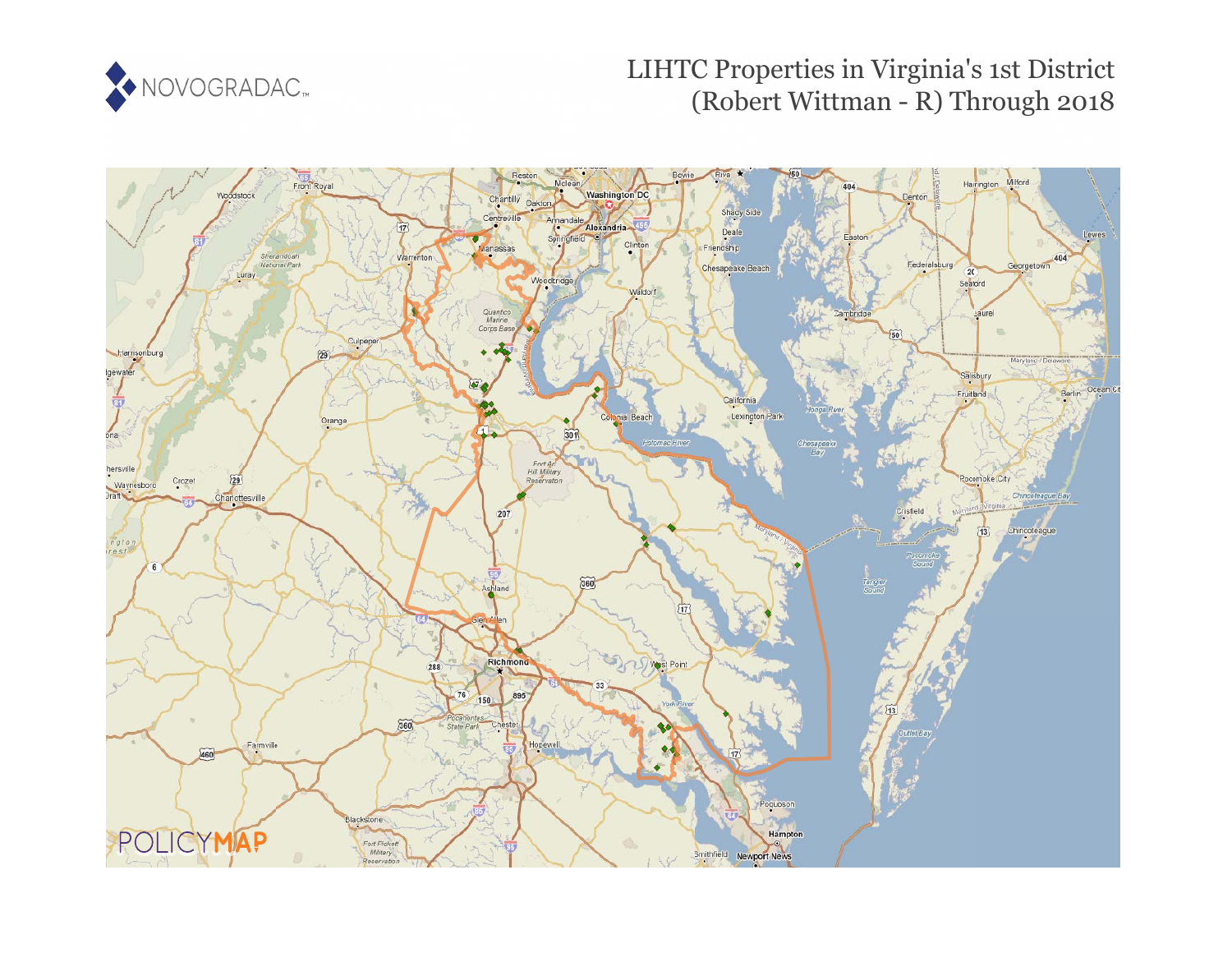NOVOGRADAC

# LIHTC Properties in Virginia's 1st District (Robert Wittman - R) Through 2018

POLICYMAP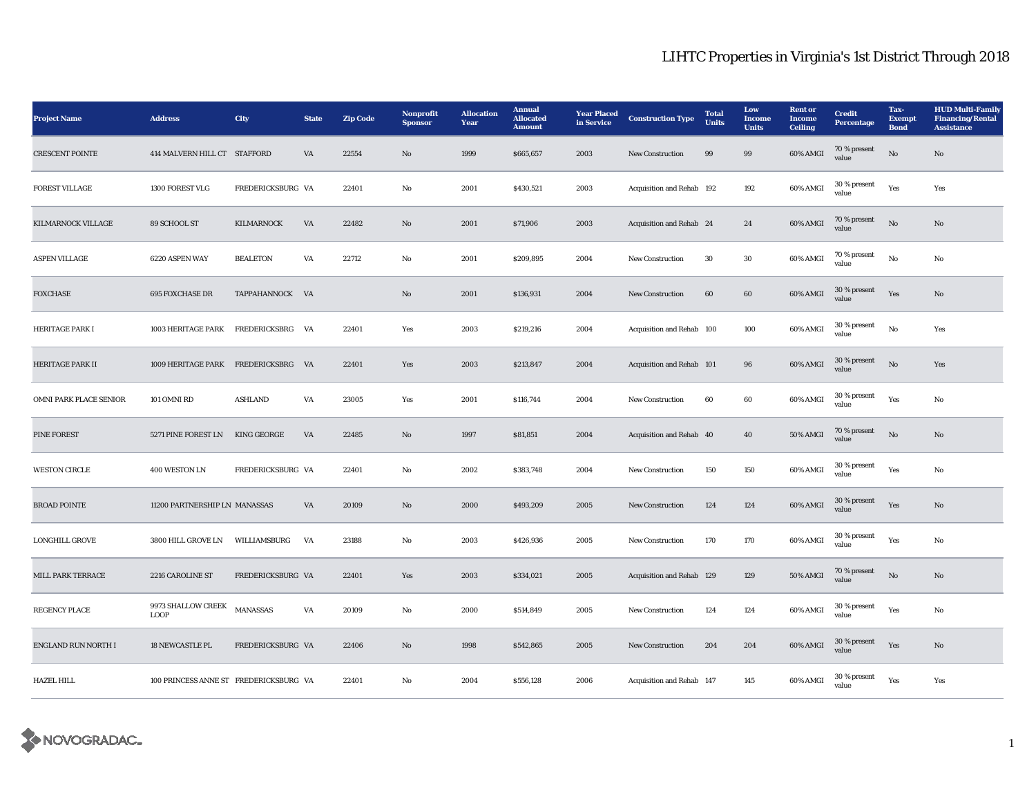# LIHTC Properties in Virginia's 1st District Through 2018

| Project Name | Address | City | State | Zip Code | Nonprofit Sponsor | Allocation Year | Annual Allocated Amount | Year Placed in Service | Construction Type | Total Units | Low Income Units | Rent or Income Ceiling | Credit Percentage | Tax-Exempt Bond | HUD Multi-Family Financing/Rental Assistance |
|---|---|---|---|---|---|---|---|---|---|---|---|---|---|---|---|
| CRESCENT POINTE | 414 MALVERN HILL CT | STAFFORD | VA | 22554 | No | 1999 | $665,657 | 2003 | New Construction | 99 | 99 | 60% AMGI | 70 % present value | No | No |
| FOREST VILLAGE | 1300 FOREST VLG | FREDERICKSBURG | VA | 22401 | No | 2001 | $430,521 | 2003 | Acquisition and Rehab | 192 | 192 | 60% AMGI | 30 % present value | Yes | Yes |
| KILMARNOCK VILLAGE | 89 SCHOOL ST | KILMARNOCK | VA | 22482 | No | 2001 | $71,906 | 2003 | Acquisition and Rehab | 24 | 24 | 60% AMGI | 70 % present value | No | No |
| ASPEN VILLAGE | 6220 ASPEN WAY | BEALETON | VA | 22712 | No | 2001 | $209,895 | 2004 | New Construction | 30 | 30 | 60% AMGI | 70 % present value | No | No |
| FOXCHASE | 695 FOXCHASE DR | TAPPAHANNOCK | VA | | No | 2001 | $136,931 | 2004 | New Construction | 60 | 60 | 60% AMGI | 30 % present value | Yes | No |
| HERITAGE PARK I | 1003 HERITAGE PARK | FREDERICKSBRG | VA | 22401 | Yes | 2003 | $219,216 | 2004 | Acquisition and Rehab | 100 | 100 | 60% AMGI | 30 % present value | No | Yes |
| HERITAGE PARK II | 1009 HERITAGE PARK | FREDERICKSBRG | VA | 22401 | Yes | 2003 | $213,847 | 2004 | Acquisition and Rehab | 101 | 96 | 60% AMGI | 30 % present value | No | Yes |
| OMNI PARK PLACE SENIOR | 101 OMNI RD | ASHLAND | VA | 23005 | Yes | 2001 | $116,744 | 2004 | New Construction | 60 | 60 | 60% AMGI | 30 % present value | Yes | No |
| PINE FOREST | 5271 PINE FOREST LN | KING GEORGE | VA | 22485 | No | 1997 | $81,851 | 2004 | Acquisition and Rehab | 40 | 40 | 50% AMGI | 70 % present value | No | No |
| WESTON CIRCLE | 400 WESTON LN | FREDERICKSBURG | VA | 22401 | No | 2002 | $383,748 | 2004 | New Construction | 150 | 150 | 60% AMGI | 30 % present value | Yes | No |
| BROAD POINTE | 11200 PARTNERSHIP LN | MANASSAS | VA | 20109 | No | 2000 | $493,209 | 2005 | New Construction | 124 | 124 | 60% AMGI | 30 % present value | Yes | No |
| LONGHILL GROVE | 3800 HILL GROVE LN | WILLIAMSBURG | VA | 23188 | No | 2003 | $426,936 | 2005 | New Construction | 170 | 170 | 60% AMGI | 30 % present value | Yes | No |
| MILL PARK TERRACE | 2216 CAROLINE ST | FREDERICKSBURG | VA | 22401 | Yes | 2003 | $334,021 | 2005 | Acquisition and Rehab | 129 | 129 | 50% AMGI | 70 % present value | No | No |
| REGENCY PLACE | 9973 SHALLOW CREEK LOOP | MANASSAS | VA | 20109 | No | 2000 | $514,849 | 2005 | New Construction | 124 | 124 | 60% AMGI | 30 % present value | Yes | No |
| ENGLAND RUN NORTH I | 18 NEWCASTLE PL | FREDERICKSBURG | VA | 22406 | No | 1998 | $542,865 | 2005 | New Construction | 204 | 204 | 60% AMGI | 30 % present value | Yes | No |
| HAZEL HILL | 100 PRINCESS ANNE ST | FREDERICKSBURG | VA | 22401 | No | 2004 | $556,128 | 2006 | Acquisition and Rehab | 147 | 145 | 60% AMGI | 30 % present value | Yes | Yes |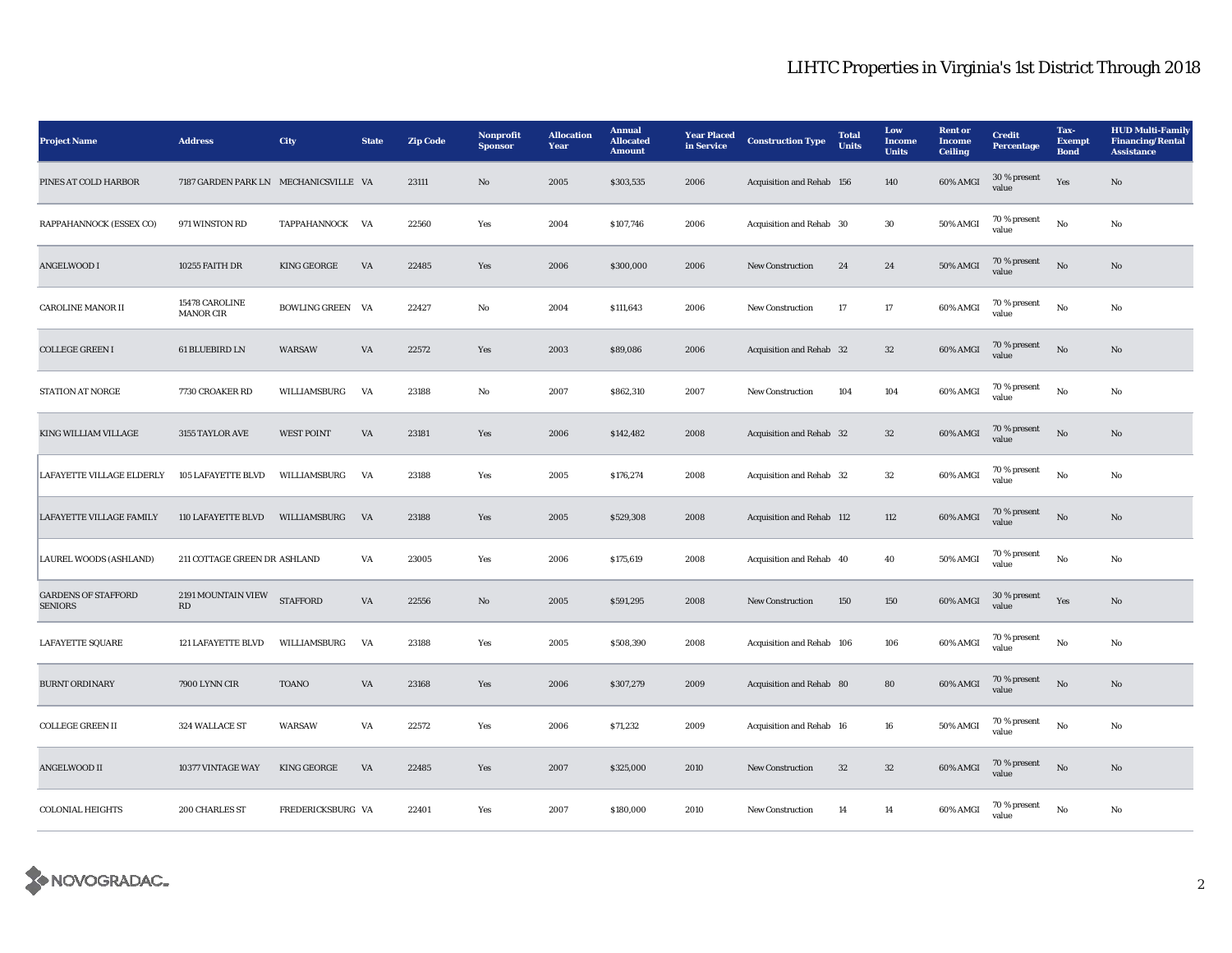# LIHTC Properties in Virginia's 1st District Through 2018

| Project Name | Address | City | State | Zip Code | Nonprofit Sponsor | Allocation Year | Annual Allocated Amount | Year Placed in Service | Construction Type | Total Units | Low Income Units | Rent or Income Ceiling | Credit Percentage | Tax-Exempt Bond | HUD Multi-Family Financing/Rental Assistance |
|---|---|---|---|---|---|---|---|---|---|---|---|---|---|---|---|
| PINES AT COLD HARBOR | 7187 GARDEN PARK LN | MECHANICSVILLE | VA | 23111 | No | 2005 | $303,535 | 2006 | Acquisition and Rehab | 156 | 140 | 60% AMGI | 30 % present value | Yes | No |
| RAPPAHANNOCK (ESSEX CO) | 971 WINSTON RD | TAPPAHANNOCK | VA | 22560 | Yes | 2004 | $107,746 | 2006 | Acquisition and Rehab | 30 | 30 | 50% AMGI | 70 % present value | No | No |
| ANGELWOOD I | 10255 FAITH DR | KING GEORGE | VA | 22485 | Yes | 2006 | $300,000 | 2006 | New Construction | 24 | 24 | 50% AMGI | 70 % present value | No | No |
| CAROLINE MANOR II | 15478 CAROLINE MANOR CIR | BOWLING GREEN | VA | 22427 | No | 2004 | $111,643 | 2006 | New Construction | 17 | 17 | 60% AMGI | 70 % present value | No | No |
| COLLEGE GREEN I | 61 BLUEBIRD LN | WARSAW | VA | 22572 | Yes | 2003 | $89,086 | 2006 | Acquisition and Rehab | 32 | 32 | 60% AMGI | 70 % present value | No | No |
| STATION AT NORGE | 7730 CROAKER RD | WILLIAMSBURG | VA | 23188 | No | 2007 | $862,310 | 2007 | New Construction | 104 | 104 | 60% AMGI | 70 % present value | No | No |
| KING WILLIAM VILLAGE | 3155 TAYLOR AVE | WEST POINT | VA | 23181 | Yes | 2006 | $142,482 | 2008 | Acquisition and Rehab | 32 | 32 | 60% AMGI | 70 % present value | No | No |
| LAFAYETTE VILLAGE ELDERLY | 105 LAFAYETTE BLVD | WILLIAMSBURG | VA | 23188 | Yes | 2005 | $176,274 | 2008 | Acquisition and Rehab | 32 | 32 | 60% AMGI | 70 % present value | No | No |
| LAFAYETTE VILLAGE FAMILY | 110 LAFAYETTE BLVD | WILLIAMSBURG | VA | 23188 | Yes | 2005 | $529,308 | 2008 | Acquisition and Rehab | 112 | 112 | 60% AMGI | 70 % present value | No | No |
| LAUREL WOODS (ASHLAND) | 211 COTTAGE GREEN DR | ASHLAND | VA | 23005 | Yes | 2006 | $175,619 | 2008 | Acquisition and Rehab | 40 | 40 | 50% AMGI | 70 % present value | No | No |
| GARDENS OF STAFFORD SENIORS | 2191 MOUNTAIN VIEW RD | STAFFORD | VA | 22556 | No | 2005 | $591,295 | 2008 | New Construction | 150 | 150 | 60% AMGI | 30 % present value | Yes | No |
| LAFAYETTE SQUARE | 121 LAFAYETTE BLVD | WILLIAMSBURG | VA | 23188 | Yes | 2005 | $508,390 | 2008 | Acquisition and Rehab | 106 | 106 | 60% AMGI | 70 % present value | No | No |
| BURNT ORDINARY | 7900 LYNN CIR | TOANO | VA | 23168 | Yes | 2006 | $307,279 | 2009 | Acquisition and Rehab | 80 | 80 | 60% AMGI | 70 % present value | No | No |
| COLLEGE GREEN II | 324 WALLACE ST | WARSAW | VA | 22572 | Yes | 2006 | $71,232 | 2009 | Acquisition and Rehab | 16 | 16 | 50% AMGI | 70 % present value | No | No |
| ANGELWOOD II | 10377 VINTAGE WAY | KING GEORGE | VA | 22485 | Yes | 2007 | $325,000 | 2010 | New Construction | 32 | 32 | 60% AMGI | 70 % present value | No | No |
| COLONIAL HEIGHTS | 200 CHARLES ST | FREDERICKSBURG | VA | 22401 | Yes | 2007 | $180,000 | 2010 | New Construction | 14 | 14 | 60% AMGI | 70 % present value | No | No |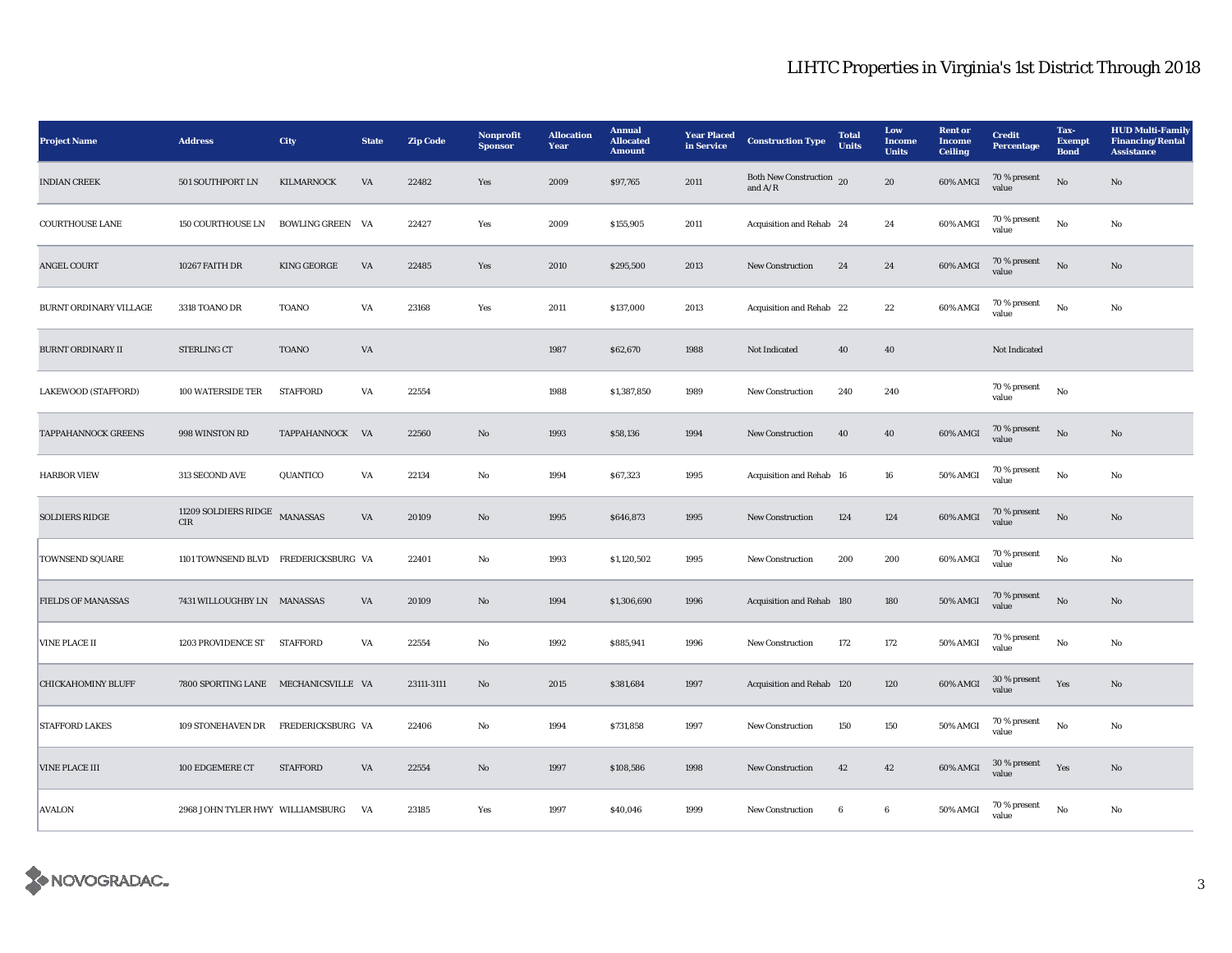# LIHTC Properties in Virginia's 1st District Through 2018

| Project Name | Address | City | State | Zip Code | Nonprofit Sponsor | Allocation Year | Annual Allocated Amount | Year Placed in Service | Construction Type | Total Units | Low Income Units | Rent or Income Ceiling | Credit Percentage | Tax-Exempt Bond | HUD Multi-Family Financing/Rental Assistance |
|---|---|---|---|---|---|---|---|---|---|---|---|---|---|---|---|
| INDIAN CREEK | 501 SOUTHPORT LN | KILMARNOCK | VA | 22482 | Yes | 2009 | $97,765 | 2011 | Both New Construction and A/R | 20 | 20 | 60% AMGI | 70 % present value | No | No |
| COURTHOUSE LANE | 150 COURTHOUSE LN | BOWLING GREEN | VA | 22427 | Yes | 2009 | $155,905 | 2011 | Acquisition and Rehab | 24 | 24 | 60% AMGI | 70 % present value | No | No |
| ANGEL COURT | 10267 FAITH DR | KING GEORGE | VA | 22485 | Yes | 2010 | $295,500 | 2013 | New Construction | 24 | 24 | 60% AMGI | 70 % present value | No | No |
| BURNT ORDINARY VILLAGE | 3318 TOANO DR | TOANO | VA | 23168 | Yes | 2011 | $137,000 | 2013 | Acquisition and Rehab | 22 | 22 | 60% AMGI | 70 % present value | No | No |
| BURNT ORDINARY II | STERLING CT | TOANO | VA | | | 1987 | $62,670 | 1988 | Not Indicated | 40 | 40 | | Not Indicated | | |
| LAKEWOOD (STAFFORD) | 100 WATERSIDE TER | STAFFORD | VA | 22554 | | 1988 | $1,387,850 | 1989 | New Construction | 240 | 240 | | 70 % present value | No | |
| TAPPAHANNOCK GREENS | 998 WINSTON RD | TAPPAHANNOCK | VA | 22560 | No | 1993 | $58,136 | 1994 | New Construction | 40 | 40 | 60% AMGI | 70 % present value | No | No |
| HARBOR VIEW | 313 SECOND AVE | QUANTICO | VA | 22134 | No | 1994 | $67,323 | 1995 | Acquisition and Rehab | 16 | 16 | 50% AMGI | 70 % present value | No | No |
| SOLDIERS RIDGE | 11209 SOLDIERS RIDGE CIR | MANASSAS | VA | 20109 | No | 1995 | $646,873 | 1995 | New Construction | 124 | 124 | 60% AMGI | 70 % present value | No | No |
| TOWNSEND SQUARE | 1101 TOWNSEND BLVD | FREDERICKSBURG | VA | 22401 | No | 1993 | $1,120,502 | 1995 | New Construction | 200 | 200 | 60% AMGI | 70 % present value | No | No |
| FIELDS OF MANASSAS | 7431 WILLOUGHBY LN | MANASSAS | VA | 20109 | No | 1994 | $1,306,690 | 1996 | Acquisition and Rehab | 180 | 180 | 50% AMGI | 70 % present value | No | No |
| VINE PLACE II | 1203 PROVIDENCE ST | STAFFORD | VA | 22554 | No | 1992 | $885,941 | 1996 | New Construction | 172 | 172 | 50% AMGI | 70 % present value | No | No |
| CHICKAHOMINY BLUFF | 7800 SPORTING LANE | MECHANICSVILLE | VA | 23111-3111 | No | 2015 | $381,684 | 1997 | Acquisition and Rehab | 120 | 120 | 60% AMGI | 30 % present value | Yes | No |
| STAFFORD LAKES | 109 STONEHAVEN DR | FREDERICKSBURG | VA | 22406 | No | 1994 | $731,858 | 1997 | New Construction | 150 | 150 | 50% AMGI | 70 % present value | No | No |
| VINE PLACE III | 100 EDGEMERE CT | STAFFORD | VA | 22554 | No | 1997 | $108,586 | 1998 | New Construction | 42 | 42 | 60% AMGI | 30 % present value | Yes | No |
| AVALON | 2968 JOHN TYLER HWY | WILLIAMSBURG | VA | 23185 | Yes | 1997 | $40,046 | 1999 | New Construction | 6 | 6 | 50% AMGI | 70 % present value | No | No |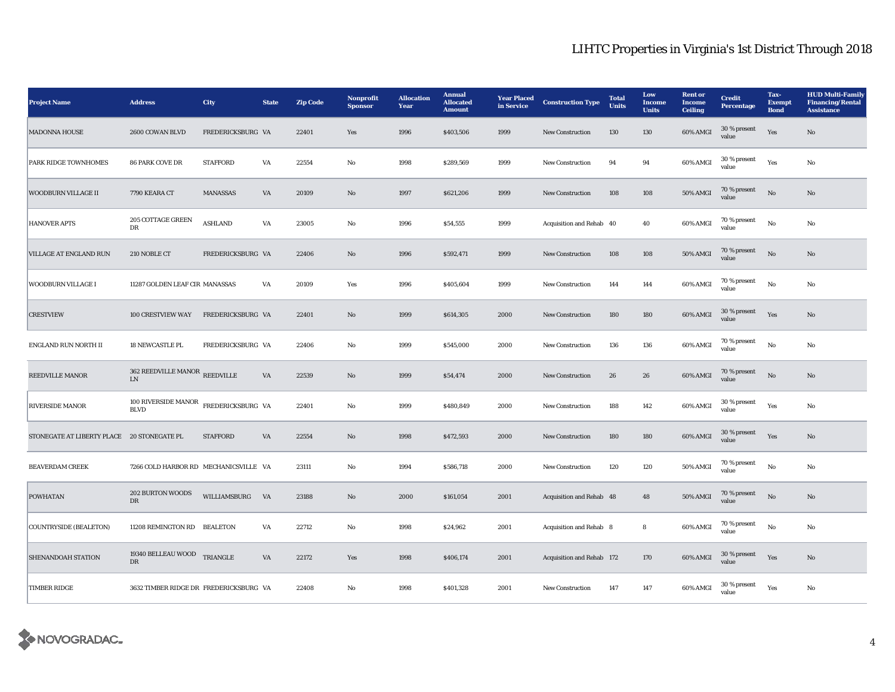# LIHTC Properties in Virginia's 1st District Through 2018

| Project Name | Address | City | State | Zip Code | Nonprofit Sponsor | Allocation Year | Annual Allocated Amount | Year Placed in Service | Construction Type | Total Units | Low Income Units | Rent or Income Ceiling | Credit Percentage | Tax-Exempt Bond | HUD Multi-Family Financing/Rental Assistance |
|---|---|---|---|---|---|---|---|---|---|---|---|---|---|---|---|
| MADONNA HOUSE | 2600 COWAN BLVD | FREDERICKSBURG | VA | 22401 | Yes | 1996 | $403,506 | 1999 | New Construction | 130 | 130 | 60% AMGI | 30 % present value | Yes | No |
| PARK RIDGE TOWNHOMES | 86 PARK COVE DR | STAFFORD | VA | 22554 | No | 1998 | $289,569 | 1999 | New Construction | 94 | 94 | 60% AMGI | 30 % present value | Yes | No |
| WOODBURN VILLAGE II | 7790 KEARA CT | MANASSAS | VA | 20109 | No | 1997 | $621,206 | 1999 | New Construction | 108 | 108 | 50% AMGI | 70 % present value | No | No |
| HANOVER APTS | 205 COTTAGE GREEN DR | ASHLAND | VA | 23005 | No | 1996 | $54,555 | 1999 | Acquisition and Rehab | 40 | 40 | 60% AMGI | 70 % present value | No | No |
| VILLAGE AT ENGLAND RUN | 210 NOBLE CT | FREDERICKSBURG | VA | 22406 | No | 1996 | $592,471 | 1999 | New Construction | 108 | 108 | 50% AMGI | 70 % present value | No | No |
| WOODBURN VILLAGE I | 11287 GOLDEN LEAF CIR | MANASSAS | VA | 20109 | Yes | 1996 | $405,604 | 1999 | New Construction | 144 | 144 | 60% AMGI | 70 % present value | No | No |
| CRESTVIEW | 100 CRESTVIEW WAY | FREDERICKSBURG | VA | 22401 | No | 1999 | $614,305 | 2000 | New Construction | 180 | 180 | 60% AMGI | 30 % present value | Yes | No |
| ENGLAND RUN NORTH II | 18 NEWCASTLE PL | FREDERICKSBURG | VA | 22406 | No | 1999 | $545,000 | 2000 | New Construction | 136 | 136 | 60% AMGI | 70 % present value | No | No |
| REEDVILLE MANOR | 362 REEDVILLE MANOR LN | REEDVILLE | VA | 22539 | No | 1999 | $54,474 | 2000 | New Construction | 26 | 26 | 60% AMGI | 70 % present value | No | No |
| RIVERSIDE MANOR | 100 RIVERSIDE MANOR BLVD | FREDERICKSBURG | VA | 22401 | No | 1999 | $480,849 | 2000 | New Construction | 188 | 142 | 60% AMGI | 30 % present value | Yes | No |
| STONEGATE AT LIBERTY PLACE | 20 STONEGATE PL | STAFFORD | VA | 22554 | No | 1998 | $472,593 | 2000 | New Construction | 180 | 180 | 60% AMGI | 30 % present value | Yes | No |
| BEAVERDAM CREEK | 7266 COLD HARBOR RD | MECHANICSVILLE | VA | 23111 | No | 1994 | $586,718 | 2000 | New Construction | 120 | 120 | 50% AMGI | 70 % present value | No | No |
| POWHATAN | 202 BURTON WOODS DR | WILLIAMSBURG | VA | 23188 | No | 2000 | $161,054 | 2001 | Acquisition and Rehab | 48 | 48 | 50% AMGI | 70 % present value | No | No |
| COUNTRYSIDE (BEALETON) | 11208 REMINGTON RD | BEALETON | VA | 22712 | No | 1998 | $24,962 | 2001 | Acquisition and Rehab | 8 | 8 | 60% AMGI | 70 % present value | No | No |
| SHENANDOAH STATION | 19340 BELLEAU WOOD DR | TRIANGLE | VA | 22172 | Yes | 1998 | $406,174 | 2001 | Acquisition and Rehab | 172 | 170 | 60% AMGI | 30 % present value | Yes | No |
| TIMBER RIDGE | 3632 TIMBER RIDGE DR | FREDERICKSBURG | VA | 22408 | No | 1998 | $401,328 | 2001 | New Construction | 147 | 147 | 60% AMGI | 30 % present value | Yes | No |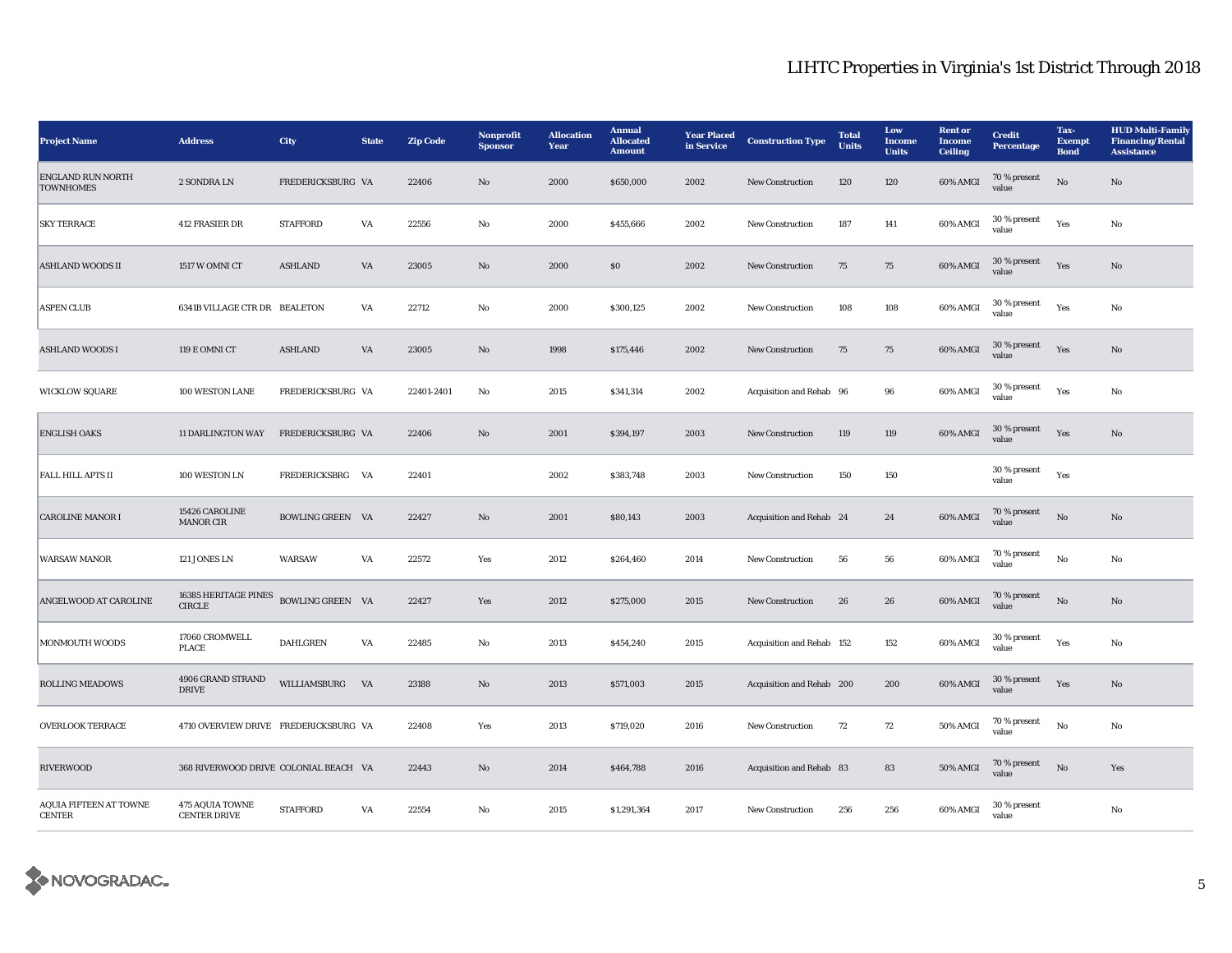# LIHTC Properties in Virginia's 1st District Through 2018

| Project Name | Address | City | State | Zip Code | Nonprofit Sponsor | Allocation Year | Annual Allocated Amount | Year Placed in Service | Construction Type | Total Units | Low Income Units | Rent or Income Ceiling | Credit Percentage | Tax-Exempt Bond | HUD Multi-Family Financing/Rental Assistance |
|---|---|---|---|---|---|---|---|---|---|---|---|---|---|---|---|
| ENGLAND RUN NORTH TOWNHOMES | 2 SONDRA LN | FREDERICKSBURG | VA | 22406 | No | 2000 | $650,000 | 2002 | New Construction | 120 | 120 | 60% AMGI | 70 % present value | No | No |
| SKY TERRACE | 412 FRASIER DR | STAFFORD | VA | 22556 | No | 2000 | $455,666 | 2002 | New Construction | 187 | 141 | 60% AMGI | 30 % present value | Yes | No |
| ASHLAND WOODS II | 1517 W OMNI CT | ASHLAND | VA | 23005 | No | 2000 | $0 | 2002 | New Construction | 75 | 75 | 60% AMGI | 30 % present value | Yes | No |
| ASPEN CLUB | 6341B VILLAGE CTR DR | BEALETON | VA | 22712 | No | 2000 | $300,125 | 2002 | New Construction | 108 | 108 | 60% AMGI | 30 % present value | Yes | No |
| ASHLAND WOODS I | 119 E OMNI CT | ASHLAND | VA | 23005 | No | 1998 | $175,446 | 2002 | New Construction | 75 | 75 | 60% AMGI | 30 % present value | Yes | No |
| WICKLOW SQUARE | 100 WESTON LANE | FREDERICKSBURG | VA | 22401-2401 | No | 2015 | $341,314 | 2002 | Acquisition and Rehab | 96 | 96 | 60% AMGI | 30 % present value | Yes | No |
| ENGLISH OAKS | 11 DARLINGTON WAY | FREDERICKSBURG | VA | 22406 | No | 2001 | $394,197 | 2003 | New Construction | 119 | 119 | 60% AMGI | 30 % present value | Yes | No |
| FALL HILL APTS II | 100 WESTON LN | FREDERICKSBRG | VA | 22401 | | 2002 | $383,748 | 2003 | New Construction | 150 | 150 | | 30 % present value | Yes | |
| CAROLINE MANOR I | 15426 CAROLINE MANOR CIR | BOWLING GREEN | VA | 22427 | No | 2001 | $80,143 | 2003 | Acquisition and Rehab | 24 | 24 | 60% AMGI | 70 % present value | No | No |
| WARSAW MANOR | 121 JONES LN | WARSAW | VA | 22572 | Yes | 2012 | $264,460 | 2014 | New Construction | 56 | 56 | 60% AMGI | 70 % present value | No | No |
| ANGELWOOD AT CAROLINE | 16385 HERITAGE PINES CIRCLE | BOWLING GREEN | VA | 22427 | Yes | 2012 | $275,000 | 2015 | New Construction | 26 | 26 | 60% AMGI | 70 % present value | No | No |
| MONMOUTH WOODS | 17060 CROMWELL PLACE | DAHLGREN | VA | 22485 | No | 2013 | $454,240 | 2015 | Acquisition and Rehab | 152 | 152 | 60% AMGI | 30 % present value | Yes | No |
| ROLLING MEADOWS | 4906 GRAND STRAND DRIVE | WILLIAMSBURG | VA | 23188 | No | 2013 | $571,003 | 2015 | Acquisition and Rehab | 200 | 200 | 60% AMGI | 30 % present value | Yes | No |
| OVERLOOK TERRACE | 4710 OVERVIEW DRIVE | FREDERICKSBURG | VA | 22408 | Yes | 2013 | $719,020 | 2016 | New Construction | 72 | 72 | 50% AMGI | 70 % present value | No | No |
| RIVERWOOD | 368 RIVERWOOD DRIVE | COLONIAL BEACH | VA | 22443 | No | 2014 | $464,788 | 2016 | Acquisition and Rehab | 83 | 83 | 50% AMGI | 70 % present value | No | Yes |
| AQUIA FIFTEEN AT TOWNE CENTER | 475 AQUIA TOWNE CENTER DRIVE | STAFFORD | VA | 22554 | No | 2015 | $1,291,364 | 2017 | New Construction | 256 | 256 | 60% AMGI | 30 % present value | | No |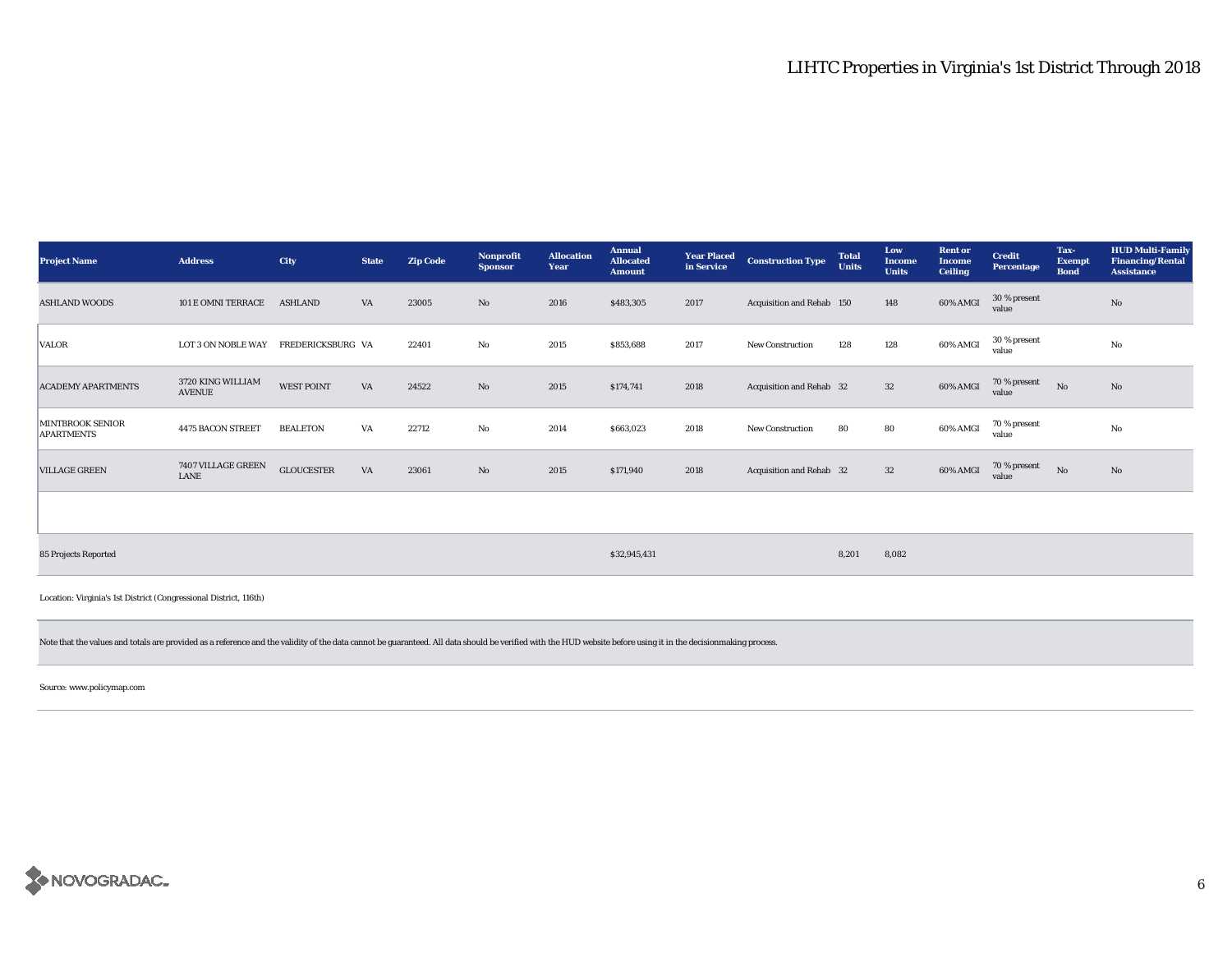# LIHTC Properties in Virginia's 1st District Through 2018

| Project Name | Address | City | State | Zip Code | Nonprofit Sponsor | Allocation Year | Annual Allocated Amount | Year Placed in Service | Construction Type | Total Units | Low Income Units | Rent or Income Ceiling | Credit Percentage | Tax-Exempt Bond | HUD Multi-Family Financing/Rental Assistance |
|---|---|---|---|---|---|---|---|---|---|---|---|---|---|---|---|
| ASHLAND WOODS | 101 E OMNI TERRACE | ASHLAND | VA | 23005 | No | 2016 | $483,305 | 2017 | Acquisition and Rehab | 150 | 148 | 60% AMGI | 30 % present value | | No |
| VALOR | LOT 3 ON NOBLE WAY | FREDERICKSBURG | VA | 22401 | No | 2015 | $853,688 | 2017 | New Construction | 128 | 128 | 60% AMGI | 30 % present value | | No |
| ACADEMY APARTMENTS | 3720 KING WILLIAM AVENUE | WEST POINT | VA | 24522 | No | 2015 | $174,741 | 2018 | Acquisition and Rehab | 32 | 32 | 60% AMGI | 70 % present value | No | No |
| MINTBROOK SENIOR APARTMENTS | 4475 BACON STREET | BEALETON | VA | 22712 | No | 2014 | $663,023 | 2018 | New Construction | 80 | 80 | 60% AMGI | 70 % present value | | No |
| VILLAGE GREEN | 7407 VILLAGE GREEN LANE | GLOUCESTER | VA | 23061 | No | 2015 | $171,940 | 2018 | Acquisition and Rehab | 32 | 32 | 60% AMGI | 70 % present value | No | No |
| | | | | | | | | | | | | | | | |
| 85 Projects Reported | | | | | | | $32,945,431 | | | 8,201 | 8,082 | | | | |

Location: Virginia's 1st District (Congressional District, 116th)

Note that the values and totals are provided as a reference and the validity of the data cannot be guaranteed. All data should be verified with the HUD website before using it in the decisionmaking process.

Source: www.policymap.com